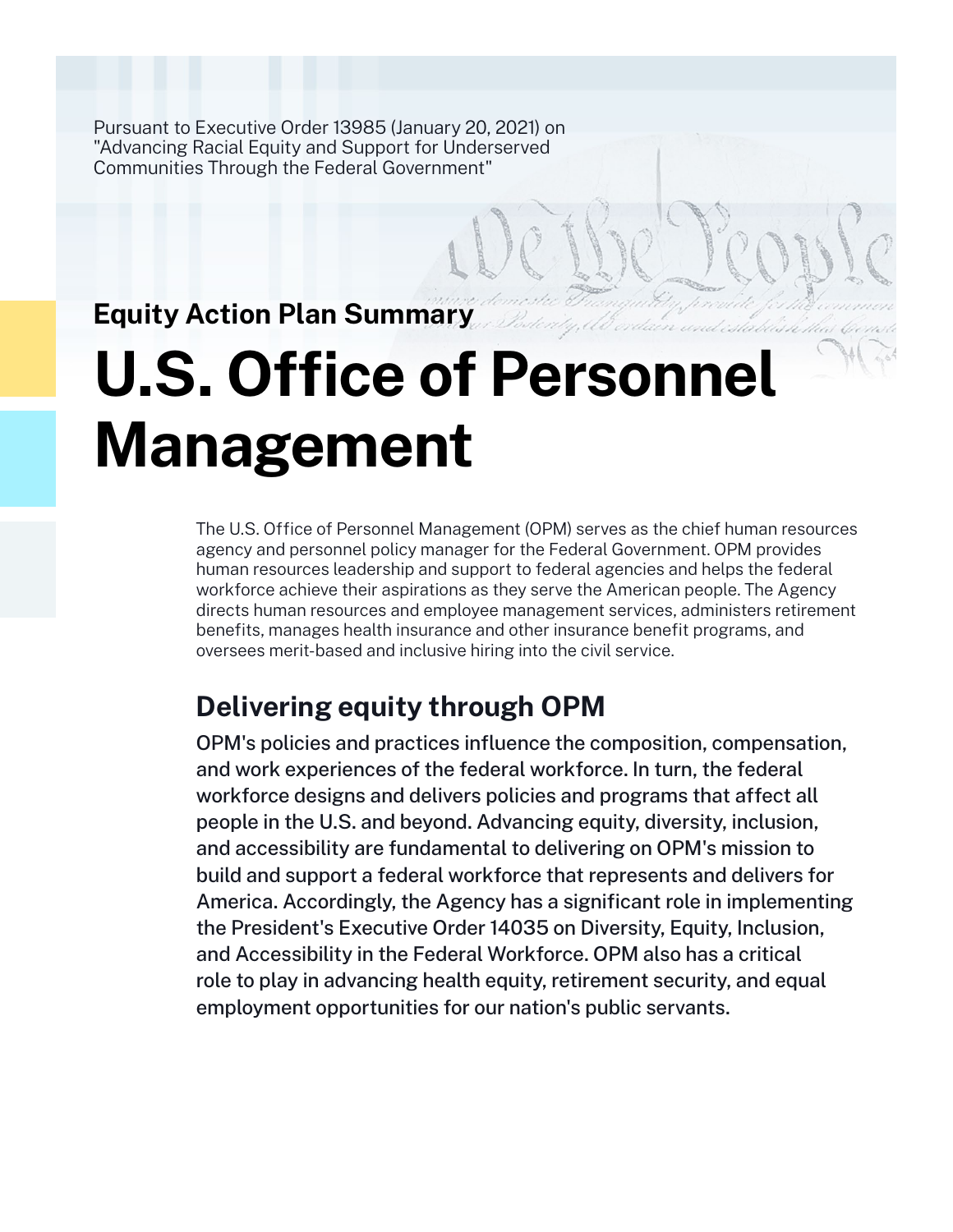Pursuant to Executive Order 13985 (January 20, 2021) on "Advancing Racial Equity and Support for Underserved Communities Through the Federal Government"

### Equity Action Plan Summary

# U.S. Office of Personnel Management

The U.S. Office of Personnel Management (OPM) serves as the chief human resources agency and personnel policy manager for the Federal Government. OPM provides human resources leadership and support to federal agencies and helps the federal workforce achieve their aspirations as they serve the American people. The Agency directs human resources and employee management services, administers retirement benefits, manages health insurance and other insurance benefit programs, and oversees merit-based and inclusive hiring into the civil service.

## Delivering equity through OPM

OPM's policies and practices influence the composition, compensation, and work experiences of the federal workforce. In turn, the federal workforce designs and delivers policies and programs that affect all people in the U.S. and beyond. Advancing equity, diversity, inclusion, and accessibility are fundamental to delivering on OPM's mission to build and support a federal workforce that represents and delivers for America. Accordingly, the Agency has a significant role in implementing the President's Executive Order 14035 on Diversity, Equity, Inclusion, and Accessibility in the Federal Workforce. OPM also has a critical role to play in advancing health equity, retirement security, and equal employment opportunities for our nation's public servants.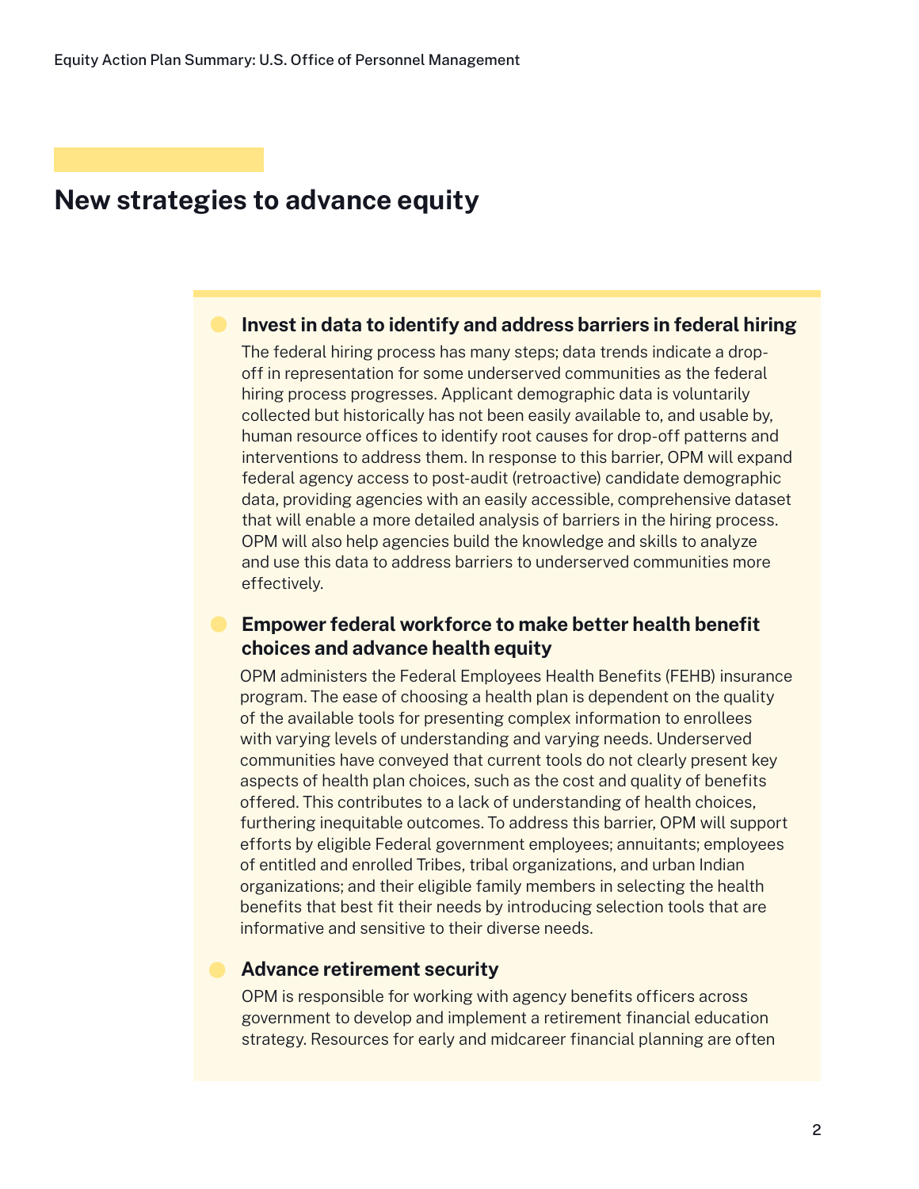## New strategies to advance equity

### Invest in data to identify and address barriers in federal hiring

The federal hiring process has many steps; data trends indicate a drop-off in representation for some underserved communities as the federal hiring process progresses. Applicant demographic data is voluntarily collected but historically has not been easily available to, and usable by, human resource offices to identify root causes for drop-off patterns and interventions to address them. In response to this barrier, OPM will expand federal agency access to post-audit (retroactive) candidate demographic data, providing agencies with an easily accessible, comprehensive dataset that will enable a more detailed analysis of barriers in the hiring process. OPM will also help agencies build the knowledge and skills to analyze and use this data to address barriers to underserved communities more effectively.

### Empower federal workforce to make better health benefit choices and advance health equity

OPM administers the Federal Employees Health Benefits (FEHB) insurance program. The ease of choosing a health plan is dependent on the quality of the available tools for presenting complex information to enrollees with varying levels of understanding and varying needs. Underserved communities have conveyed that current tools do not clearly present key aspects of health plan choices, such as the cost and quality of benefits offered. This contributes to a lack of understanding of health choices, furthering inequitable outcomes. To address this barrier, OPM will support efforts by eligible Federal government employees; annuitants; employees of entitled and enrolled Tribes, tribal organizations, and urban Indian organizations; and their eligible family members in selecting the health benefits that best fit their needs by introducing selection tools that are informative and sensitive to their diverse needs.

### Advance retirement security

OPM is responsible for working with agency benefits officers across government to develop and implement a retirement financial education strategy. Resources for early and midcareer financial planning are often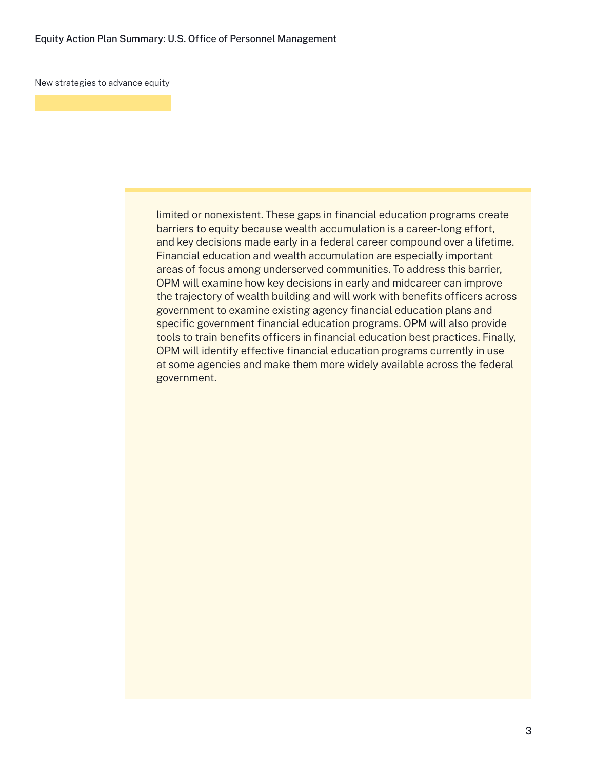New strategies to advance equity

limited or nonexistent. These gaps in financial education programs create barriers to equity because wealth accumulation is a career-long effort, and key decisions made early in a federal career compound over a lifetime. Financial education and wealth accumulation are especially important areas of focus among underserved communities. To address this barrier, OPM will examine how key decisions in early and midcareer can improve the trajectory of wealth building and will work with benefits officers across government to examine existing agency financial education plans and specific government financial education programs. OPM will also provide tools to train benefits officers in financial education best practices. Finally, OPM will identify effective financial education programs currently in use at some agencies and make them more widely available across the federal government.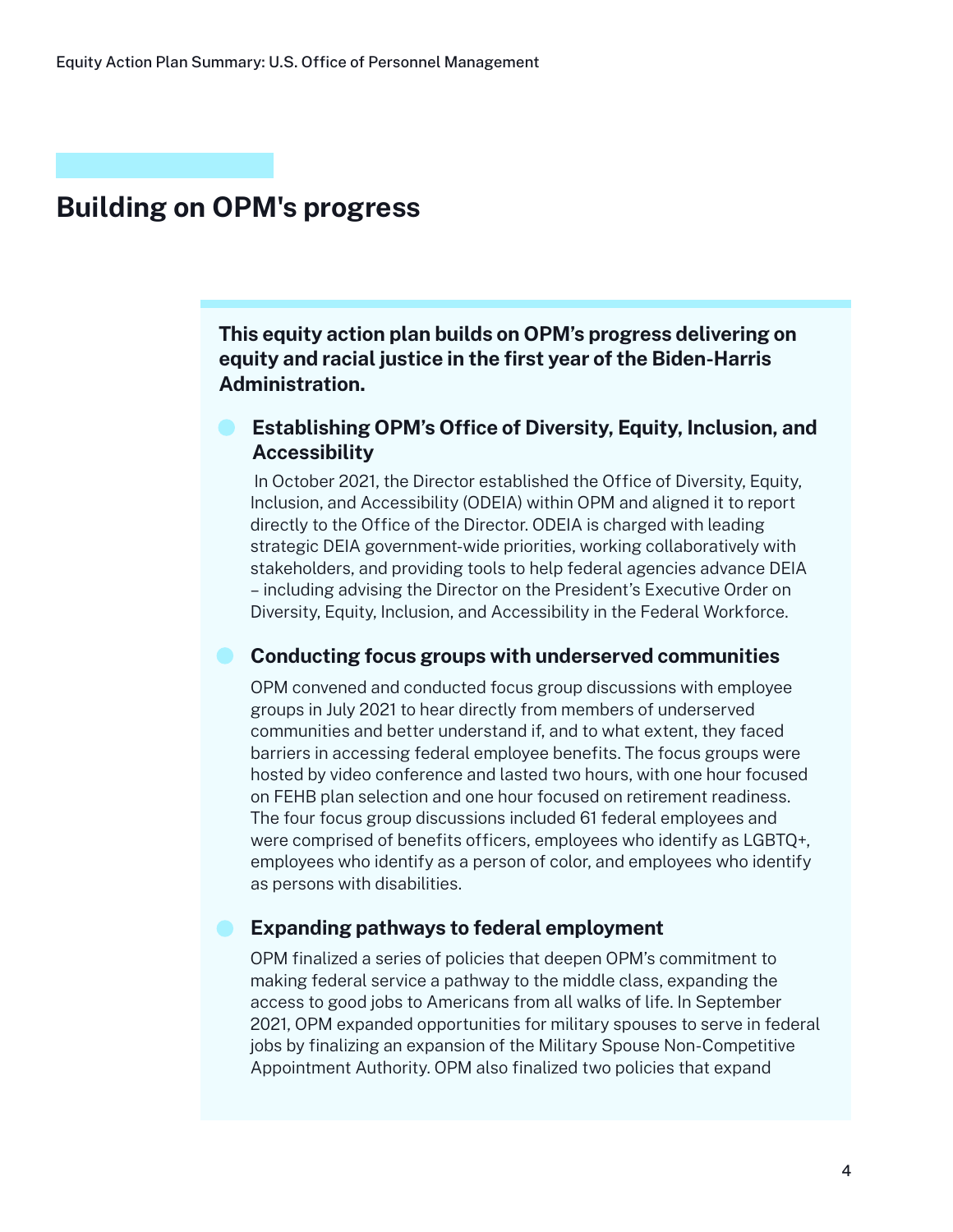## Building on OPM's progress

**This equity action plan builds on OPM's progress delivering on equity and racial justice in the first year of the Biden-Harris Administration.**

- ### Establishing OPM's Office of Diversity, Equity, Inclusion, and Accessibility

  In October 2021, the Director established the Office of Diversity, Equity, Inclusion, and Accessibility (ODEIA) within OPM and aligned it to report directly to the Office of the Director. ODEIA is charged with leading strategic DEIA government-wide priorities, working collaboratively with stakeholders, and providing tools to help federal agencies advance DEIA – including advising the Director on the President's Executive Order on Diversity, Equity, Inclusion, and Accessibility in the Federal Workforce.

- ### Conducting focus groups with underserved communities

  OPM convened and conducted focus group discussions with employee groups in July 2021 to hear directly from members of underserved communities and better understand if, and to what extent, they faced barriers in accessing federal employee benefits. The focus groups were hosted by video conference and lasted two hours, with one hour focused on FEHB plan selection and one hour focused on retirement readiness. The four focus group discussions included 61 federal employees and were comprised of benefits officers, employees who identify as LGBTQ+, employees who identify as a person of color, and employees who identify as persons with disabilities.

- ### Expanding pathways to federal employment

  OPM finalized a series of policies that deepen OPM's commitment to making federal service a pathway to the middle class, expanding the access to good jobs to Americans from all walks of life. In September 2021, OPM expanded opportunities for military spouses to serve in federal jobs by finalizing an expansion of the Military Spouse Non-Competitive Appointment Authority. OPM also finalized two policies that expand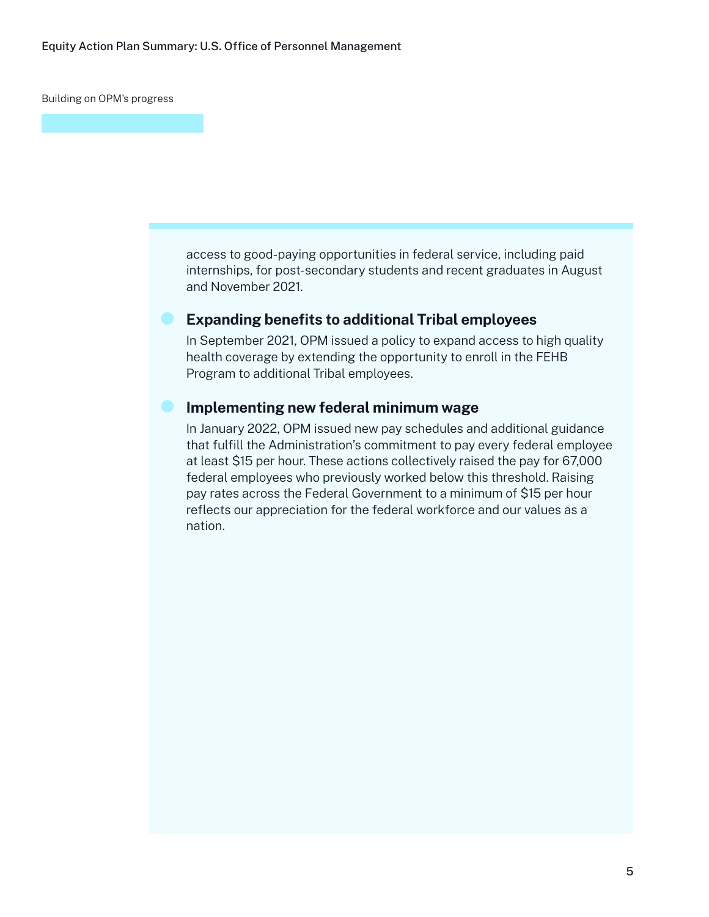Building on OPM's progress

access to good-paying opportunities in federal service, including paid internships, for post-secondary students and recent graduates in August and November 2021.

- **Expanding benefits to additional Tribal employees**

  In September 2021, OPM issued a policy to expand access to high quality health coverage by extending the opportunity to enroll in the FEHB Program to additional Tribal employees.

- **Implementing new federal minimum wage**

  In January 2022, OPM issued new pay schedules and additional guidance that fulfill the Administration's commitment to pay every federal employee at least $15 per hour. These actions collectively raised the pay for 67,000 federal employees who previously worked below this threshold. Raising pay rates across the Federal Government to a minimum of $15 per hour reflects our appreciation for the federal workforce and our values as a nation.